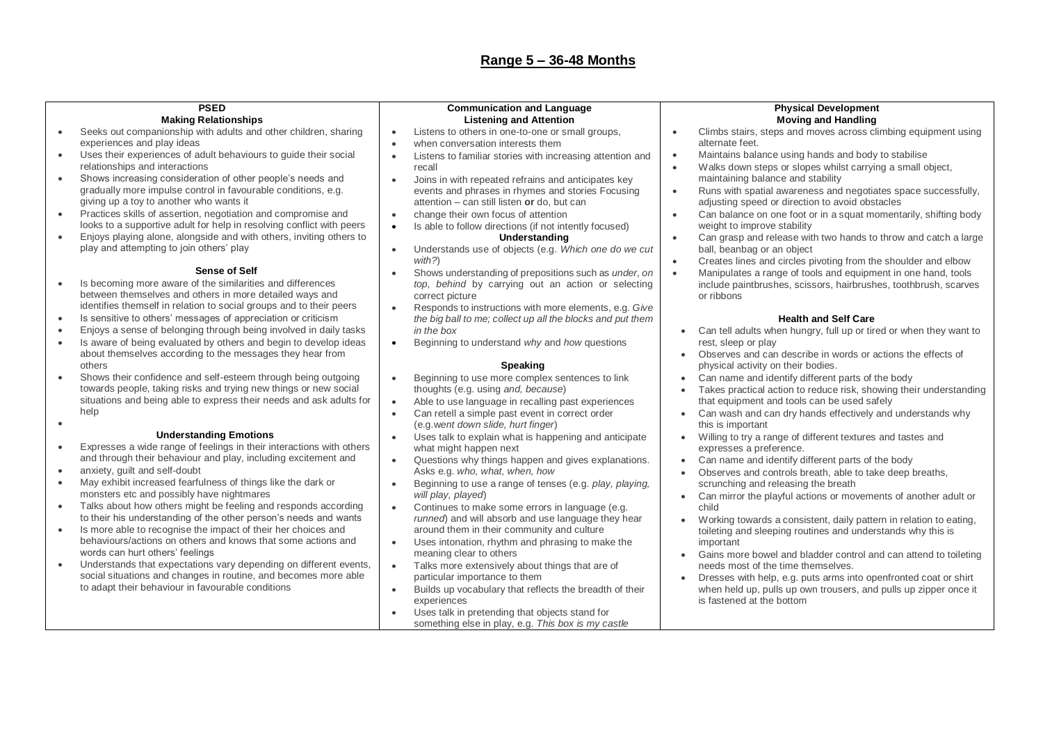# Range 5 – 36-48 Months

## PSED

### Making Relationships

- Seeks out companionship with adults and other children, sharing experiences and play ideas
- Uses their experiences of adult behaviours to guide their social relationships and interactions
- Shows increasing consideration of other people's needs and gradually more impulse control in favourable conditions, e.g. giving up a toy to another who wants it
- Practices skills of assertion, negotiation and compromise and looks to a supportive adult for help in resolving conflict with peers
- Enjoys playing alone, alongside and with others, inviting others to play and attempting to join others' play

### Sense of Self

- Is becoming more aware of the similarities and differences between themselves and others in more detailed ways and identifies themself in relation to social groups and to their peers
- Is sensitive to others' messages of appreciation or criticism
- Enjoys a sense of belonging through being involved in daily tasks
- Is aware of being evaluated by others and begin to develop ideas about themselves according to the messages they hear from others
- Shows their confidence and self-esteem through being outgoing towards people, taking risks and trying new things or new social situations and being able to express their needs and ask adults for help
-

### Understanding Emotions

- Expresses a wide range of feelings in their interactions with others and through their behaviour and play, including excitement and
- anxiety, guilt and self-doubt
- May exhibit increased fearfulness of things like the dark or monsters etc and possibly have nightmares
- Talks about how others might be feeling and responds according to their his understanding of the other person's needs and wants
- Is more able to recognise the impact of their her choices and behaviours/actions on others and knows that some actions and words can hurt others' feelings
- Understands that expectations vary depending on different events, social situations and changes in routine, and becomes more able to adapt their behaviour in favourable conditions

## Communication and Language

### Listening and Attention

- Listens to others in one-to-one or small groups,
- when conversation interests them
- Listens to familiar stories with increasing attention and recall
- Joins in with repeated refrains and anticipates key events and phrases in rhymes and stories Focusing attention – can still listen **or** do, but can
- change their own focus of attention
- Is able to follow directions (if not intently focused)

### Understanding

- Understands use of objects (e.g. *Which one do we cut with?*)
- Shows understanding of prepositions such as *under, on top, behind* by carrying out an action or selecting correct picture
- Responds to instructions with more elements, e.g. *Give the big ball to me; collect up all the blocks and put them in the box*
- Beginning to understand *why* and *how* questions

### Speaking

- Beginning to use more complex sentences to link thoughts (e.g. using *and, because*)
- Able to use language in recalling past experiences
- Can retell a simple past event in correct order (e.g.*went down slide, hurt finger*)
- Uses talk to explain what is happening and anticipate what might happen next
- Questions why things happen and gives explanations. Asks e.g. *who, what, when, how*
- Beginning to use a range of tenses (e.g. *play, playing, will play, played*)
- Continues to make some errors in language (e.g. *runned*) and will absorb and use language they hear around them in their community and culture
- Uses intonation, rhythm and phrasing to make the meaning clear to others
- Talks more extensively about things that are of particular importance to them
- Builds up vocabulary that reflects the breadth of their experiences
- Uses talk in pretending that objects stand for something else in play, e.g. *This box is my castle*

## Physical Development

### Moving and Handling

- Climbs stairs, steps and moves across climbing equipment using alternate feet.
- Maintains balance using hands and body to stabilise
- Walks down steps or slopes whilst carrying a small object, maintaining balance and stability
- Runs with spatial awareness and negotiates space successfully, adjusting speed or direction to avoid obstacles
- Can balance on one foot or in a squat momentarily, shifting body weight to improve stability
- Can grasp and release with two hands to throw and catch a large ball, beanbag or an object
- Creates lines and circles pivoting from the shoulder and elbow
- Manipulates a range of tools and equipment in one hand, tools include paintbrushes, scissors, hairbrushes, toothbrush, scarves or ribbons

### Health and Self Care

- Can tell adults when hungry, full up or tired or when they want to rest, sleep or play
- Observes and can describe in words or actions the effects of physical activity on their bodies.
- Can name and identify different parts of the body
- Takes practical action to reduce risk, showing their understanding that equipment and tools can be used safely
- Can wash and can dry hands effectively and understands why this is important
- Willing to try a range of different textures and tastes and expresses a preference.
- Can name and identify different parts of the body
- Observes and controls breath, able to take deep breaths, scrunching and releasing the breath
- Can mirror the playful actions or movements of another adult or child
- Working towards a consistent, daily pattern in relation to eating, toileting and sleeping routines and understands why this is important
- Gains more bowel and bladder control and can attend to toileting needs most of the time themselves.
- Dresses with help, e.g. puts arms into openfronted coat or shirt when held up, pulls up own trousers, and pulls up zipper once it is fastened at the bottom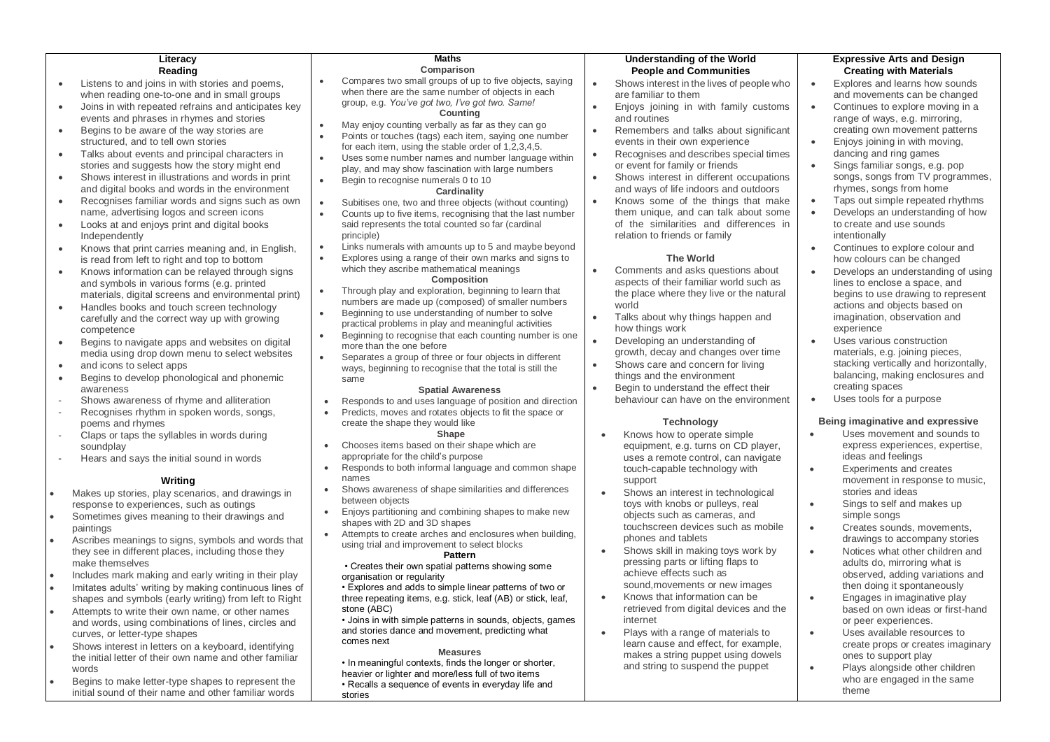## Literacy

### Reading

- Listens to and joins in with stories and poems, when reading one-to-one and in small groups
- Joins in with repeated refrains and anticipates key events and phrases in rhymes and stories
- Begins to be aware of the way stories are structured, and to tell own stories
- Talks about events and principal characters in stories and suggests how the story might end
- Shows interest in illustrations and words in print and digital books and words in the environment
- Recognises familiar words and signs such as own name, advertising logos and screen icons
- Looks at and enjoys print and digital books Independently
- Knows that print carries meaning and, in English, is read from left to right and top to bottom
- Knows information can be relayed through signs and symbols in various forms (e.g. printed materials, digital screens and environmental print)
- Handles books and touch screen technology carefully and the correct way up with growing competence
- Begins to navigate apps and websites on digital media using drop down menu to select websites
- and icons to select apps
- Begins to develop phonological and phonemic awareness
  - Shows awareness of rhyme and alliteration
  - Recognises rhythm in spoken words, songs, poems and rhymes
  - Claps or taps the syllables in words during soundplay
  - Hears and says the initial sound in words

### Writing

- Makes up stories, play scenarios, and drawings in response to experiences, such as outings
- Sometimes gives meaning to their drawings and paintings
- Ascribes meanings to signs, symbols and words that they see in different places, including those they make themselves
- Includes mark making and early writing in their play
- Imitates adults' writing by making continuous lines of shapes and symbols (early writing) from left to Right
- Attempts to write their own name, or other names and words, using combinations of lines, circles and curves, or letter-type shapes
- Shows interest in letters on a keyboard, identifying the initial letter of their own name and other familiar words
- Begins to make letter-type shapes to represent the initial sound of their name and other familiar words

## Maths

### Comparison

- Compares two small groups of up to five objects, saying when there are the same number of objects in each group, e.g. *You've got two, I've got two. Same!*

### Counting

- May enjoy counting verbally as far as they can go
- Points or touches (tags) each item, saying one number for each item, using the stable order of 1,2,3,4,5.
- Uses some number names and number language within play, and may show fascination with large numbers
- Begin to recognise numerals 0 to 10

### Cardinality

- Subitises one, two and three objects (without counting)
- Counts up to five items, recognising that the last number said represents the total counted so far (cardinal principle)
- Links numerals with amounts up to 5 and maybe beyond
- Explores using a range of their own marks and signs to which they ascribe mathematical meanings

### Composition

- Through play and exploration, beginning to learn that numbers are made up (composed) of smaller numbers
- Beginning to use understanding of number to solve practical problems in play and meaningful activities
- Beginning to recognise that each counting number is one more than the one before
- Separates a group of three or four objects in different ways, beginning to recognise that the total is still the same

### Spatial Awareness

- Responds to and uses language of position and direction
- Predicts, moves and rotates objects to fit the space or create the shape they would like

### Shape

- Chooses items based on their shape which are appropriate for the child's purpose
- Responds to both informal language and common shape names
- Shows awareness of shape similarities and differences between objects
- Enjoys partitioning and combining shapes to make new shapes with 2D and 3D shapes
- Attempts to create arches and enclosures when building, using trial and improvement to select blocks

### Pattern

- Creates their own spatial patterns showing some organisation or regularity
- Explores and adds to simple linear patterns of two or three repeating items, e.g. stick, leaf (AB) or stick, leaf, stone (ABC)
- Joins in with simple patterns in sounds, objects, games and stories dance and movement, predicting what comes next

### Measures

- In meaningful contexts, finds the longer or shorter, heavier or lighter and more/less full of two items
- Recalls a sequence of events in everyday life and stories

## Understanding of the World

### People and Communities

- Shows interest in the lives of people who are familiar to them
- Enjoys joining in with family customs and routines
- Remembers and talks about significant events in their own experience
- Recognises and describes special times or event for family or friends
- Shows interest in different occupations and ways of life indoors and outdoors
- Knows some of the things that make them unique, and can talk about some of the similarities and differences in relation to friends or family

### The World

- Comments and asks questions about aspects of their familiar world such as the place where they live or the natural world
- Talks about why things happen and how things work
- Developing an understanding of growth, decay and changes over time
- Shows care and concern for living things and the environment
- Begin to understand the effect their behaviour can have on the environment

### Technology

- Knows how to operate simple equipment, e.g. turns on CD player, uses a remote control, can navigate touch-capable technology with support
- Shows an interest in technological toys with knobs or pulleys, real objects such as cameras, and touchscreen devices such as mobile phones and tablets
- Shows skill in making toys work by pressing parts or lifting flaps to achieve effects such as sound,movements or new images
- Knows that information can be retrieved from digital devices and the internet
- Plays with a range of materials to learn cause and effect, for example, makes a string puppet using dowels and string to suspend the puppet

## Expressive Arts and Design

### Creating with Materials

- Explores and learns how sounds and movements can be changed
- Continues to explore moving in a range of ways, e.g. mirroring, creating own movement patterns
- Enjoys joining in with moving, dancing and ring games
- Sings familiar songs, e.g. pop songs, songs from TV programmes, rhymes, songs from home
- Taps out simple repeated rhythms
- Develops an understanding of how to create and use sounds intentionally
- Continues to explore colour and how colours can be changed
- Develops an understanding of using lines to enclose a space, and begins to use drawing to represent actions and objects based on imagination, observation and experience
- Uses various construction materials, e.g. joining pieces, stacking vertically and horizontally, balancing, making enclosures and creating spaces
- Uses tools for a purpose

### Being imaginative and expressive

- Uses movement and sounds to express experiences, expertise, ideas and feelings
- Experiments and creates movement in response to music, stories and ideas
- Sings to self and makes up simple songs
- Creates sounds, movements, drawings to accompany stories
- Notices what other children and adults do, mirroring what is observed, adding variations and then doing it spontaneously
- Engages in imaginative play based on own ideas or first-hand or peer experiences.
- Uses available resources to create props or creates imaginary ones to support play
- Plays alongside other children who are engaged in the same theme